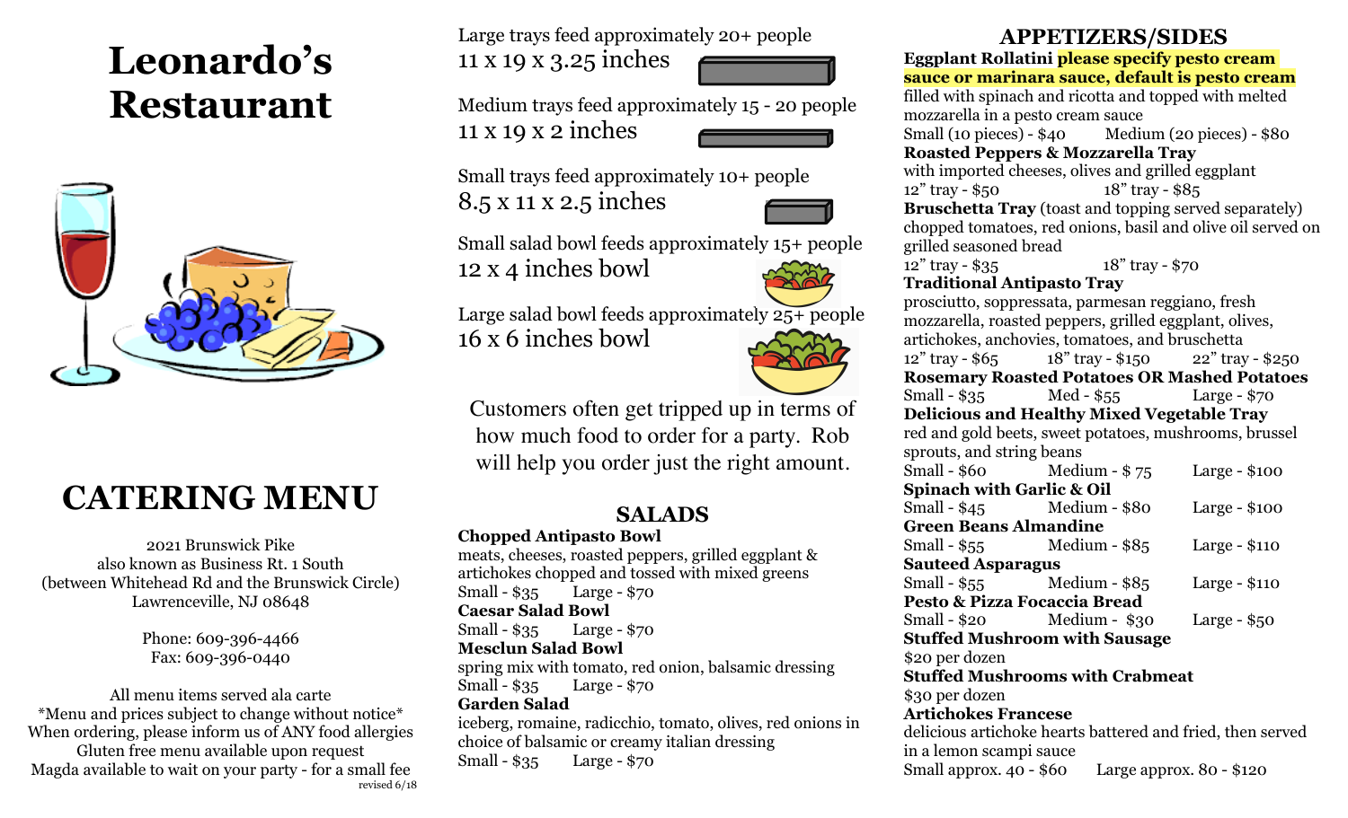# Leonardo's Restaurant

## CATERING MENU

2021 Brunswick Pike
also known as Business Rt. 1 South
(between Whitehead Rd and the Brunswick Circle)
Lawrenceville, NJ 08648

Phone: 609-396-4466
Fax: 609-396-0440

All menu items served ala carte
*Menu and prices subject to change without notice*
When ordering, please inform us of ANY food allergies
Gluten free menu available upon request
Magda available to wait on your party - for a small fee

revised 6/18

Large trays feed approximately 20+ people
11 x 19 x 3.25 inches

Medium trays feed approximately 15 - 20 people
11 x 19 x 2 inches

Small trays feed approximately 10+ people
8.5 x 11 x 2.5 inches

Small salad bowl feeds approximately 15+ people
12 x 4 inches bowl

Large salad bowl feeds approximately 25+ people
16 x 6 inches bowl

Customers often get tripped up in terms of how much food to order for a party. Rob will help you order just the right amount.

## SALADS

**Chopped Antipasto Bowl**
meats, cheeses, roasted peppers, grilled eggplant & artichokes chopped and tossed with mixed greens
Small - $35 Large - $70

**Caesar Salad Bowl**
Small - $35 Large - $70

**Mesclun Salad Bowl**
spring mix with tomato, red onion, balsamic dressing
Small - $35 Large - $70

**Garden Salad**
iceberg, romaine, radicchio, tomato, olives, red onions in choice of balsamic or creamy italian dressing
Small - $35 Large - $70

## APPETIZERS/SIDES

**Eggplant Rollatini please specify pesto cream sauce or marinara sauce, default is pesto cream**
filled with spinach and ricotta and topped with melted mozzarella in a pesto cream sauce
Small (10 pieces) - $40 Medium (20 pieces) - $80

**Roasted Peppers & Mozzarella Tray**
with imported cheeses, olives and grilled eggplant
12" tray - $50 18" tray - $85

**Bruschetta Tray** (toast and topping served separately)
chopped tomatoes, red onions, basil and olive oil served on grilled seasoned bread
12" tray - $35 18" tray - $70

**Traditional Antipasto Tray**
prosciutto, soppressata, parmesan reggiano, fresh mozzarella, roasted peppers, grilled eggplant, olives, artichokes, anchovies, tomatoes, and bruschetta
12" tray - $65 18" tray - $150 22" tray - $250

**Rosemary Roasted Potatoes OR Mashed Potatoes**
Small - $35 Med - $55 Large - $70

**Delicious and Healthy Mixed Vegetable Tray**
red and gold beets, sweet potatoes, mushrooms, brussel sprouts, and string beans
Small - $60 Medium - $ 75 Large - $100

**Spinach with Garlic & Oil**
Small - $45 Medium - $80 Large - $100

**Green Beans Almandine**
Small - $55 Medium - $85 Large - $110

**Sauteed Asparagus**
Small - $55 Medium - $85 Large - $110

**Pesto & Pizza Focaccia Bread**
Small - $20 Medium - $30 Large - $50

**Stuffed Mushroom with Sausage**
$20 per dozen

**Stuffed Mushrooms with Crabmeat**
$30 per dozen

**Artichokes Francese**
delicious artichoke hearts battered and fried, then served in a lemon scampi sauce
Small approx. 40 - $60 Large approx. 80 - $120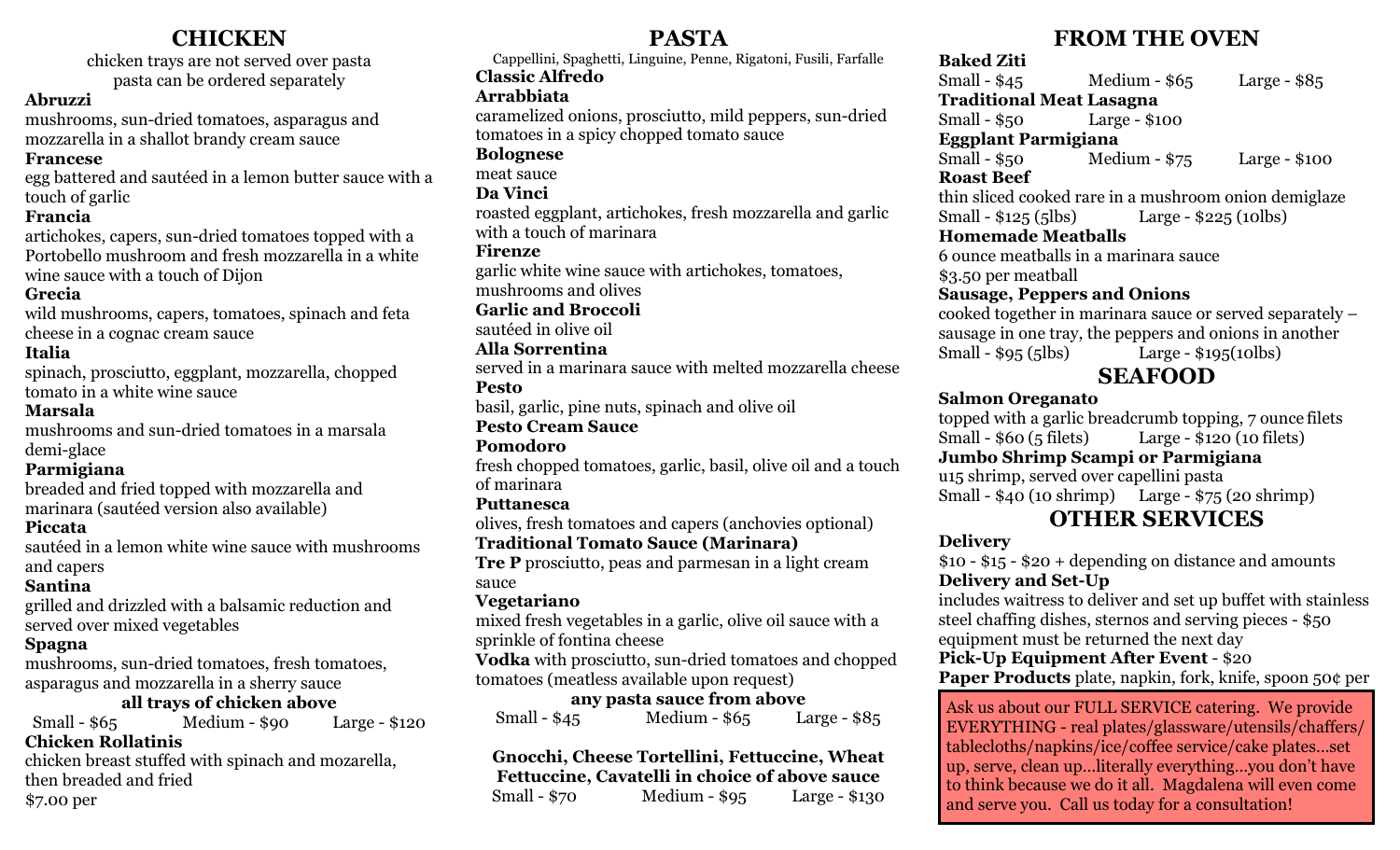## CHICKEN

chicken trays are not served over pasta
pasta can be ordered separately

**Abruzzi**
mushrooms, sun-dried tomatoes, asparagus and mozzarella in a shallot brandy cream sauce

**Francese**
egg battered and sautéed in a lemon butter sauce with a touch of garlic

**Francia**
artichokes, capers, sun-dried tomatoes topped with a Portobello mushroom and fresh mozzarella in a white wine sauce with a touch of Dijon

**Grecia**
wild mushrooms, capers, tomatoes, spinach and feta cheese in a cognac cream sauce

**Italia**
spinach, prosciutto, eggplant, mozzarella, chopped tomato in a white wine sauce

**Marsala**
mushrooms and sun-dried tomatoes in a marsala demi-glace

**Parmigiana**
breaded and fried topped with mozzarella and marinara (sautéed version also available)

**Piccata**
sautéed in a lemon white wine sauce with mushrooms and capers

**Santina**
grilled and drizzled with a balsamic reduction and served over mixed vegetables

**Spagna**
mushrooms, sun-dried tomatoes, fresh tomatoes, asparagus and mozzarella in a sherry sauce

**all trays of chicken above**
Small - $65 Medium - $90 Large - $120

**Chicken Rollatinis**
chicken breast stuffed with spinach and mozarella, then breaded and fried
$7.00 per

## PASTA

Cappellini, Spaghetti, Linguine, Penne, Rigatoni, Fusili, Farfalle

**Classic Alfredo**

**Arrabbiata**
caramelized onions, prosciutto, mild peppers, sun-dried tomatoes in a spicy chopped tomato sauce

**Bolognese**
meat sauce

**Da Vinci**
roasted eggplant, artichokes, fresh mozzarella and garlic with a touch of marinara

**Firenze**
garlic white wine sauce with artichokes, tomatoes, mushrooms and olives

**Garlic and Broccoli**
sautéed in olive oil

**Alla Sorrentina**
served in a marinara sauce with melted mozzarella cheese

**Pesto**
basil, garlic, pine nuts, spinach and olive oil

**Pesto Cream Sauce**

**Pomodoro**
fresh chopped tomatoes, garlic, basil, olive oil and a touch of marinara

**Puttanesca**
olives, fresh tomatoes and capers (anchovies optional)

**Traditional Tomato Sauce (Marinara)**

**Tre P** prosciutto, peas and parmesan in a light cream sauce

**Vegetariano**
mixed fresh vegetables in a garlic, olive oil sauce with a sprinkle of fontina cheese

**Vodka** with prosciutto, sun-dried tomatoes and chopped tomatoes (meatless available upon request)

**any pasta sauce from above**
Small - $45 Medium - $65 Large - $85

**Gnocchi, Cheese Tortellini, Fettuccine, Wheat Fettuccine, Cavatelli in choice of above sauce**
Small - $70 Medium - $95 Large - $130

## FROM THE OVEN

**Baked Ziti**
Small - $45 Medium - $65 Large - $85

**Traditional Meat Lasagna**
Small - $50 Large - $100

**Eggplant Parmigiana**
Small - $50 Medium - $75 Large - $100

**Roast Beef**
thin sliced cooked rare in a mushroom onion demiglaze
Small - $125 (5lbs) Large - $225 (10lbs)

**Homemade Meatballs**
6 ounce meatballs in a marinara sauce
$3.50 per meatball

**Sausage, Peppers and Onions**
cooked together in marinara sauce or served separately – sausage in one tray, the peppers and onions in another
Small - $95 (5lbs) Large - $195(10lbs)

## SEAFOOD

**Salmon Oreganato**
topped with a garlic breadcrumb topping, 7 ounce filets
Small - $60 (5 filets) Large - $120 (10 filets)

**Jumbo Shrimp Scampi or Parmigiana**
u15 shrimp, served over capellini pasta
Small - $40 (10 shrimp) Large - $75 (20 shrimp)

## OTHER SERVICES

**Delivery**
$10 - $15 - $20 + depending on distance and amounts

**Delivery and Set-Up**
includes waitress to deliver and set up buffet with stainless steel chaffing dishes, sternos and serving pieces - $50
equipment must be returned the next day

**Pick-Up Equipment After Event** - $20

**Paper Products** plate, napkin, fork, knife, spoon 50¢ per

Ask us about our FULL SERVICE catering. We provide EVERYTHING - real plates/glassware/utensils/chaffers/tablecloths/napkins/ice/coffee service/cake plates…set up, serve, clean up…literally everything…you don't have to think because we do it all. Magdalena will even come and serve you. Call us today for a consultation!